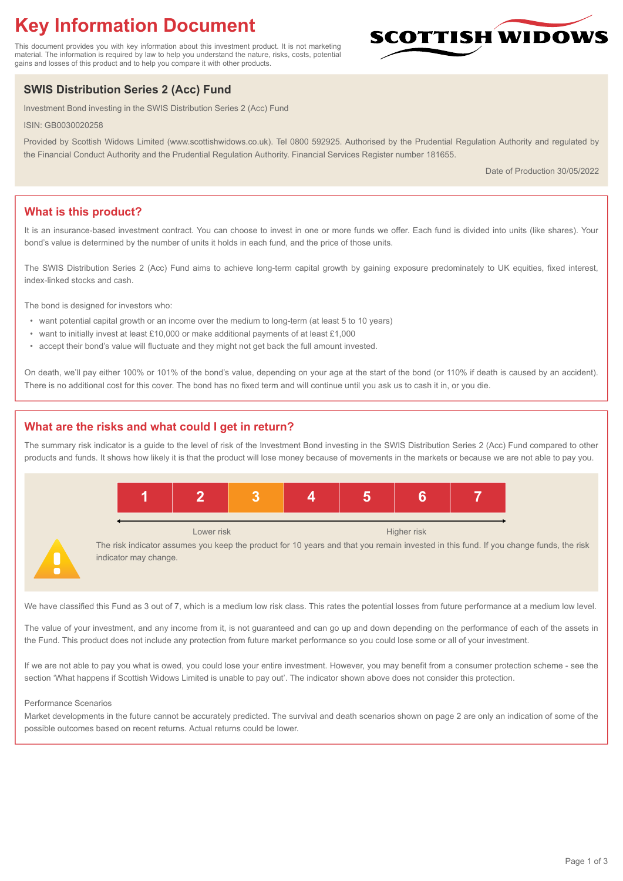# Key Information Document

This document provides you with key information about this investment product. It is not marketing material. The information is required by law to help you understand the nature, risks, costs, potential gains and losses of this product and to help you compare it with other products.

SCOTTISH WIDOWS

## SWIS Distribution Series 2 (Acc) Fund

Investment Bond investing in the SWIS Distribution Series 2 (Acc) Fund

ISIN: GB0030020258

Provided by Scottish Widows Limited (www.scottishwidows.co.uk). Tel 0800 592925. Authorised by the Prudential Regulation Authority and regulated by the Financial Conduct Authority and the Prudential Regulation Authority. Financial Services Register number 181655.

Date of Production 30/05/2022

## What is this product?

It is an insurance-based investment contract. You can choose to invest in one or more funds we offer. Each fund is divided into units (like shares). Your bond's value is determined by the number of units it holds in each fund, and the price of those units.

The SWIS Distribution Series 2 (Acc) Fund aims to achieve long-term capital growth by gaining exposure predominately to UK equities, fixed interest, index-linked stocks and cash.

The bond is designed for investors who:

- want potential capital growth or an income over the medium to long-term (at least 5 to 10 years)
- want to initially invest at least £10,000 or make additional payments of at least £1,000
- accept their bond's value will fluctuate and they might not get back the full amount invested.

On death, we'll pay either 100% or 101% of the bond's value, depending on your age at the start of the bond (or 110% if death is caused by an accident). There is no additional cost for this cover. The bond has no fixed term and will continue until you ask us to cash it in, or you die.

## What are the risks and what could I get in return?

The summary risk indicator is a guide to the level of risk of the Investment Bond investing in the SWIS Distribution Series 2 (Acc) Fund compared to other products and funds. It shows how likely it is that the product will lose money because of movements in the markets or because we are not able to pay you.

| 1 | 2 | **3** | 4 | 5 | 6 | 7 |
|---|---|---|---|---|---|---|

Lower risk ← → Higher risk

The risk indicator assumes you keep the product for 10 years and that you remain invested in this fund. If you change funds, the risk indicator may change.

We have classified this Fund as 3 out of 7, which is a medium low risk class. This rates the potential losses from future performance at a medium low level.

The value of your investment, and any income from it, is not guaranteed and can go up and down depending on the performance of each of the assets in the Fund. This product does not include any protection from future market performance so you could lose some or all of your investment.

If we are not able to pay you what is owed, you could lose your entire investment. However, you may benefit from a consumer protection scheme - see the section 'What happens if Scottish Widows Limited is unable to pay out'. The indicator shown above does not consider this protection.

Performance Scenarios

Market developments in the future cannot be accurately predicted. The survival and death scenarios shown on page 2 are only an indication of some of the possible outcomes based on recent returns. Actual returns could be lower.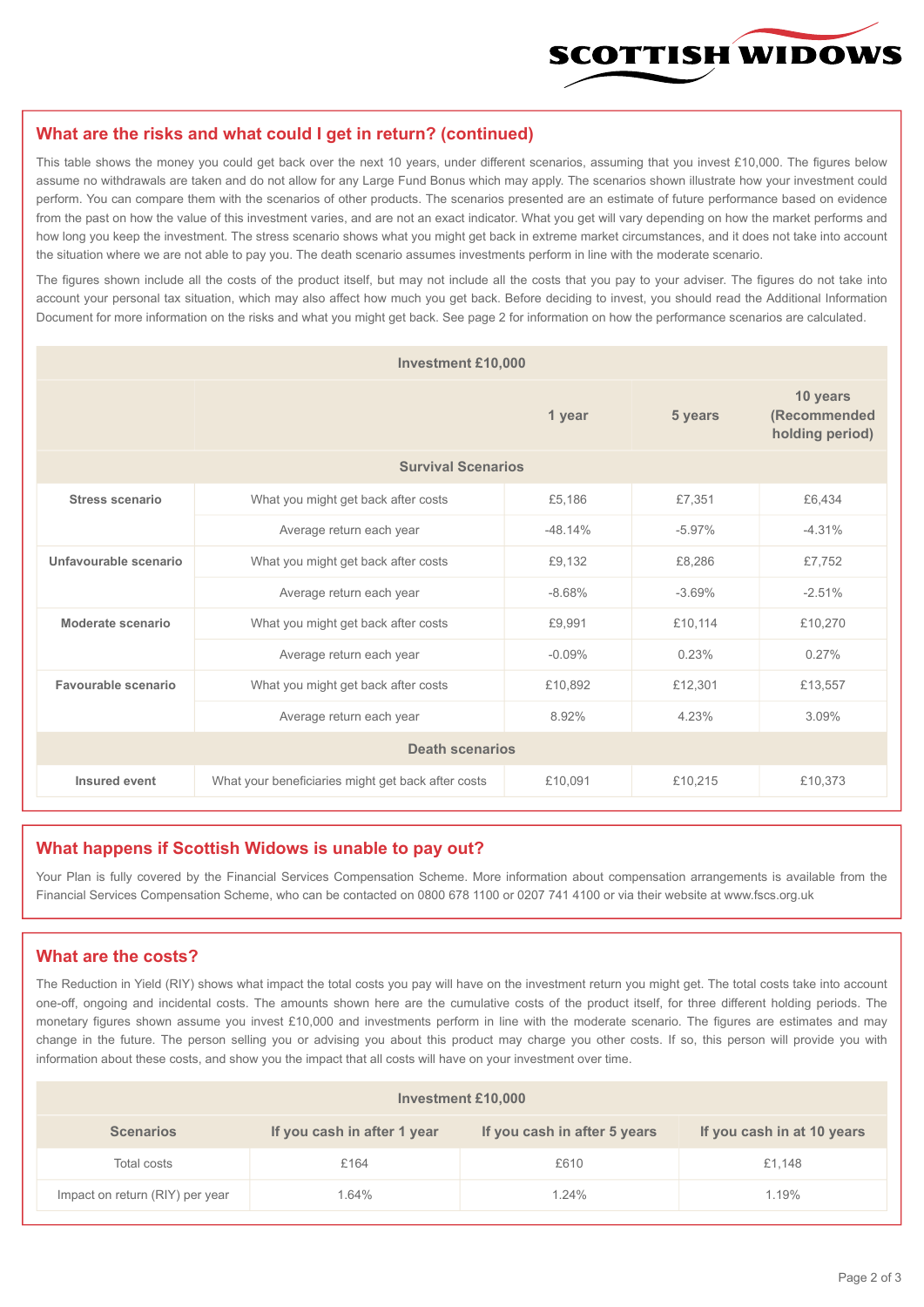## What are the risks and what could I get in return? (continued)

This table shows the money you could get back over the next 10 years, under different scenarios, assuming that you invest £10,000. The figures below assume no withdrawals are taken and do not allow for any Large Fund Bonus which may apply. The scenarios shown illustrate how your investment could perform. You can compare them with the scenarios of other products. The scenarios presented are an estimate of future performance based on evidence from the past on how the value of this investment varies, and are not an exact indicator. What you get will vary depending on how the market performs and how long you keep the investment. The stress scenario shows what you might get back in extreme market circumstances, and it does not take into account the situation where we are not able to pay you. The death scenario assumes investments perform in line with the moderate scenario.

The figures shown include all the costs of the product itself, but may not include all the costs that you pay to your adviser. The figures do not take into account your personal tax situation, which may also affect how much you get back. Before deciding to invest, you should read the Additional Information Document for more information on the risks and what you might get back. See page 2 for information on how the performance scenarios are calculated.

| Investment £10,000 | | | | |
|---|---|---|---|---|
| | | 1 year | 5 years | 10 years (Recommended holding period) |
| **Survival Scenarios** | | | | |
| **Stress scenario** | What you might get back after costs | £5,186 | £7,351 | £6,434 |
| | Average return each year | -48.14% | -5.97% | -4.31% |
| **Unfavourable scenario** | What you might get back after costs | £9,132 | £8,286 | £7,752 |
| | Average return each year | -8.68% | -3.69% | -2.51% |
| **Moderate scenario** | What you might get back after costs | £9,991 | £10,114 | £10,270 |
| | Average return each year | -0.09% | 0.23% | 0.27% |
| **Favourable scenario** | What you might get back after costs | £10,892 | £12,301 | £13,557 |
| | Average return each year | 8.92% | 4.23% | 3.09% |
| **Death scenarios** | | | | |
| **Insured event** | What your beneficiaries might get back after costs | £10,091 | £10,215 | £10,373 |

## What happens if Scottish Widows is unable to pay out?

Your Plan is fully covered by the Financial Services Compensation Scheme. More information about compensation arrangements is available from the Financial Services Compensation Scheme, who can be contacted on 0800 678 1100 or 0207 741 4100 or via their website at www.fscs.org.uk

## What are the costs?

The Reduction in Yield (RIY) shows what impact the total costs you pay will have on the investment return you might get. The total costs take into account one-off, ongoing and incidental costs. The amounts shown here are the cumulative costs of the product itself, for three different holding periods. The monetary figures shown assume you invest £10,000 and investments perform in line with the moderate scenario. The figures are estimates and may change in the future. The person selling you or advising you about this product may charge you other costs. If so, this person will provide you with information about these costs, and show you the impact that all costs will have on your investment over time.

| Investment £10,000 | | | |
|---|---|---|---|
| **Scenarios** | **If you cash in after 1 year** | **If you cash in after 5 years** | **If you cash in at 10 years** |
| Total costs | £164 | £610 | £1,148 |
| Impact on return (RIY) per year | 1.64% | 1.24% | 1.19% |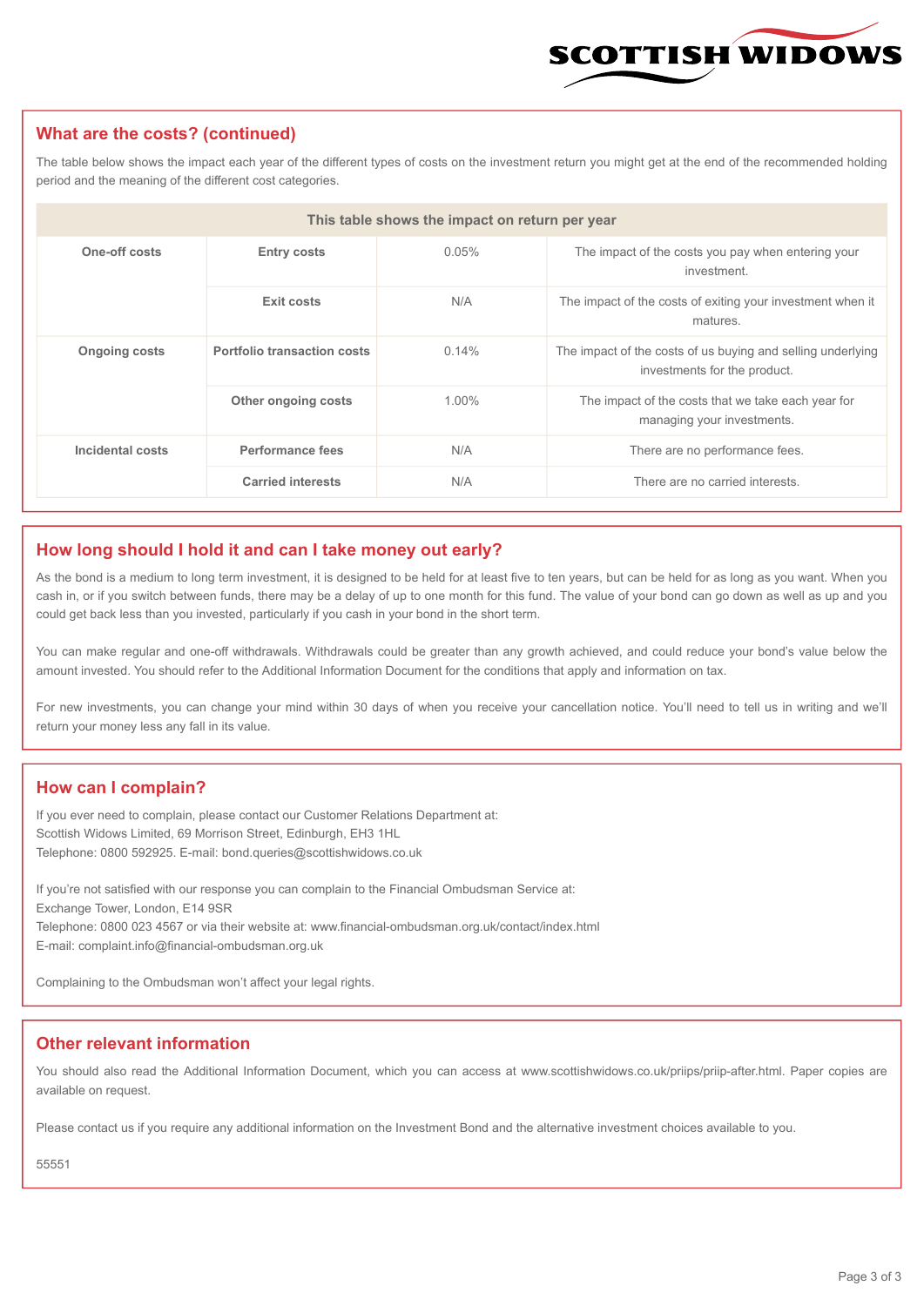## What are the costs? (continued)

The table below shows the impact each year of the different types of costs on the investment return you might get at the end of the recommended holding period and the meaning of the different cost categories.

| This table shows the impact on return per year | | | |
|---|---|---|---|
| **One-off costs** | **Entry costs** | 0.05% | The impact of the costs you pay when entering your investment. |
| | **Exit costs** | N/A | The impact of the costs of exiting your investment when it matures. |
| **Ongoing costs** | **Portfolio transaction costs** | 0.14% | The impact of the costs of us buying and selling underlying investments for the product. |
| | **Other ongoing costs** | 1.00% | The impact of the costs that we take each year for managing your investments. |
| **Incidental costs** | **Performance fees** | N/A | There are no performance fees. |
| | **Carried interests** | N/A | There are no carried interests. |

## How long should I hold it and can I take money out early?

As the bond is a medium to long term investment, it is designed to be held for at least five to ten years, but can be held for as long as you want. When you cash in, or if you switch between funds, there may be a delay of up to one month for this fund. The value of your bond can go down as well as up and you could get back less than you invested, particularly if you cash in your bond in the short term.

You can make regular and one-off withdrawals. Withdrawals could be greater than any growth achieved, and could reduce your bond's value below the amount invested. You should refer to the Additional Information Document for the conditions that apply and information on tax.

For new investments, you can change your mind within 30 days of when you receive your cancellation notice. You'll need to tell us in writing and we'll return your money less any fall in its value.

## How can I complain?

If you ever need to complain, please contact our Customer Relations Department at:
Scottish Widows Limited, 69 Morrison Street, Edinburgh, EH3 1HL
Telephone: 0800 592925. E-mail: bond.queries@scottishwidows.co.uk

If you're not satisfied with our response you can complain to the Financial Ombudsman Service at:
Exchange Tower, London, E14 9SR
Telephone: 0800 023 4567 or via their website at: www.financial-ombudsman.org.uk/contact/index.html
E-mail: complaint.info@financial-ombudsman.org.uk

Complaining to the Ombudsman won't affect your legal rights.

## Other relevant information

You should also read the Additional Information Document, which you can access at www.scottishwidows.co.uk/priips/priip-after.html. Paper copies are available on request.

Please contact us if you require any additional information on the Investment Bond and the alternative investment choices available to you.

55551